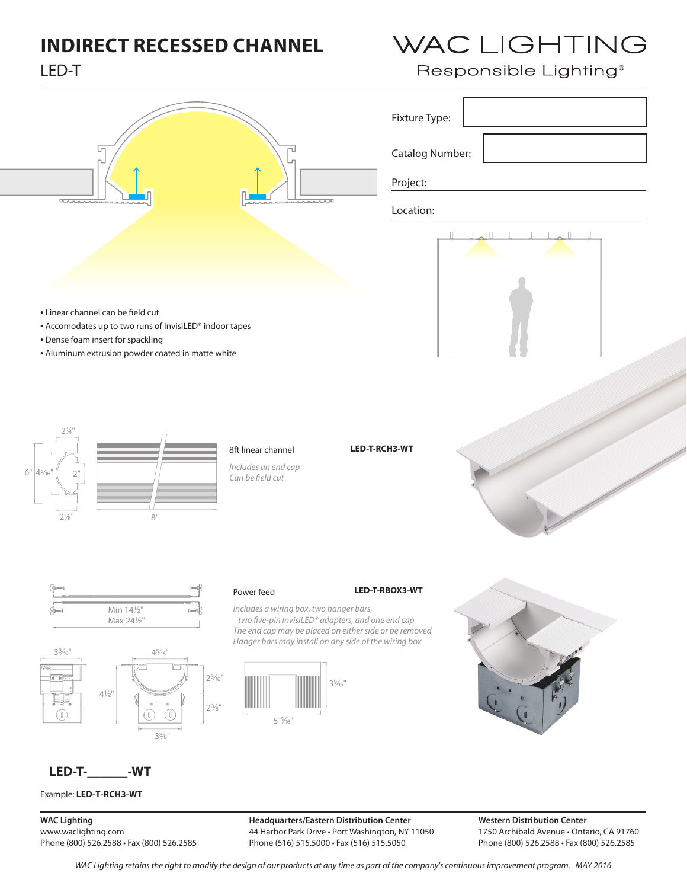# INDIRECT RECESSED CHANNEL

LED-T

WAC LIGHTING

Responsible Lighting®

Fixture Type:

Catalog Number:

Project:

Location:

- Linear channel can be field cut
- Accomodates up to two runs of InvisiLED® indoor tapes
- Dense foam insert for spackling
- Aluminum extrusion powder coated in matte white

8ft linear channel

*Includes an end cap*
*Can be field cut*

**LED-T-RCH3-WT**

Power feed

*Includes a wiring box, two hanger bars, two five-pin InvisiLED® adapters, and one end cap*
*The end cap may be placed on either side or be removed*
*Hanger bars may install on any side of the wiring box*

**LED-T-RBOX3-WT**

**LED-T-\_\_\_\_\_\_-WT**

Example: **LED-T-RCH3-WT**

**WAC Lighting**
www.waclighting.com
Phone (800) 526.2588 • Fax (800) 526.2585

**Headquarters/Eastern Distribution Center**
44 Harbor Park Drive • Port Washington, NY 11050
Phone (516) 515.5000 • Fax (516) 515.5050

**Western Distribution Center**
1750 Archibald Avenue • Ontario, CA 91760
Phone (800) 526.2588 • Fax (800) 526.2585

*WAC Lighting retains the right to modify the design of our products at any time as part of the company's continuous improvement program. MAY 2016*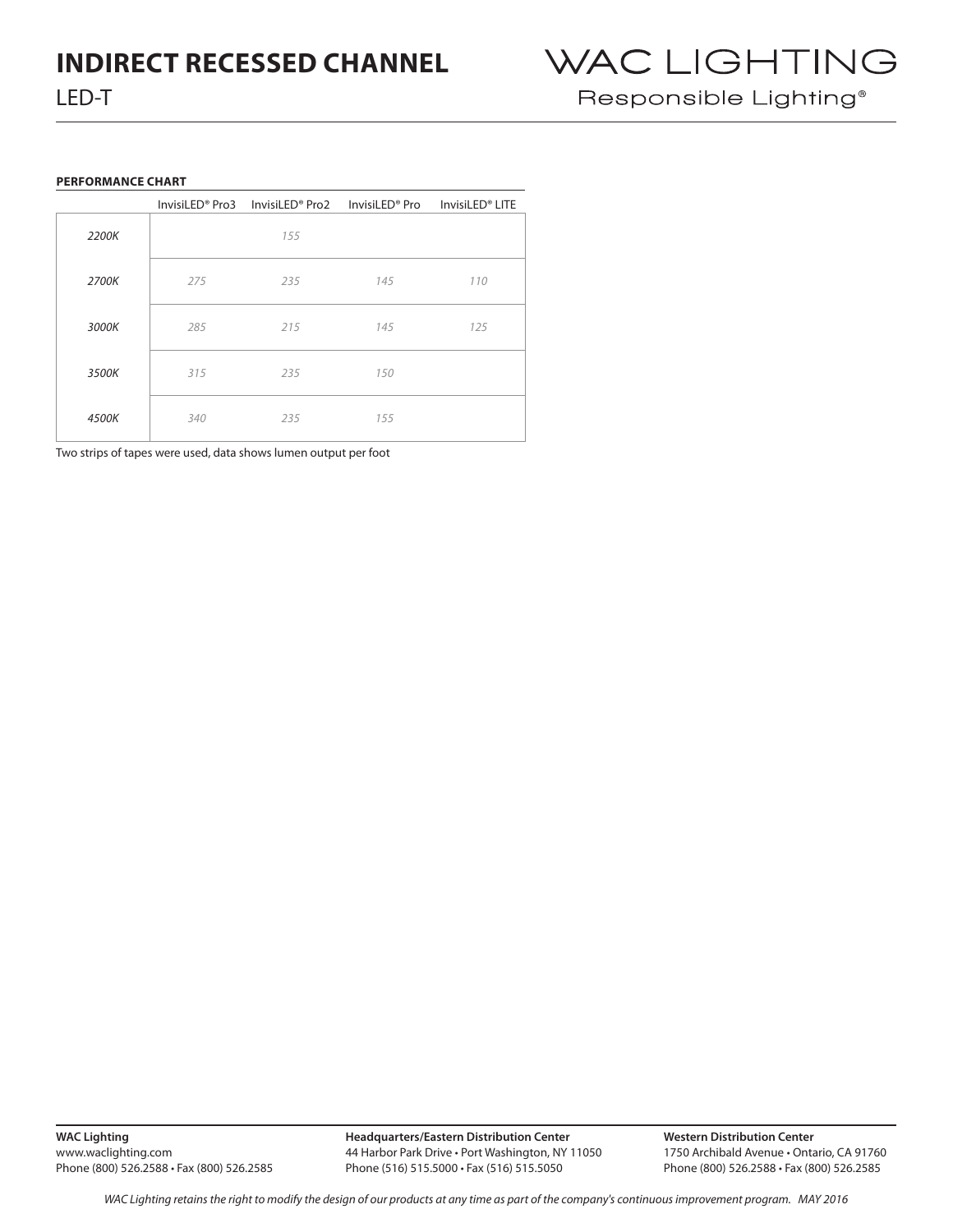**PERFORMANCE CHART**

| | InvisiLED® Pro3 | InvisiLED® Pro2 | InvisiLED® Pro | InvisiLED® LITE |
|---|---|---|---|---|
| *2200K* | | *155* | | |
| *2700K* | *275* | *235* | *145* | *110* |
| *3000K* | *285* | *215* | *145* | *125* |
| *3500K* | *315* | *235* | *150* | |
| *4500K* | *340* | *235* | *155* | |

Two strips of tapes were used, data shows lumen output per foot